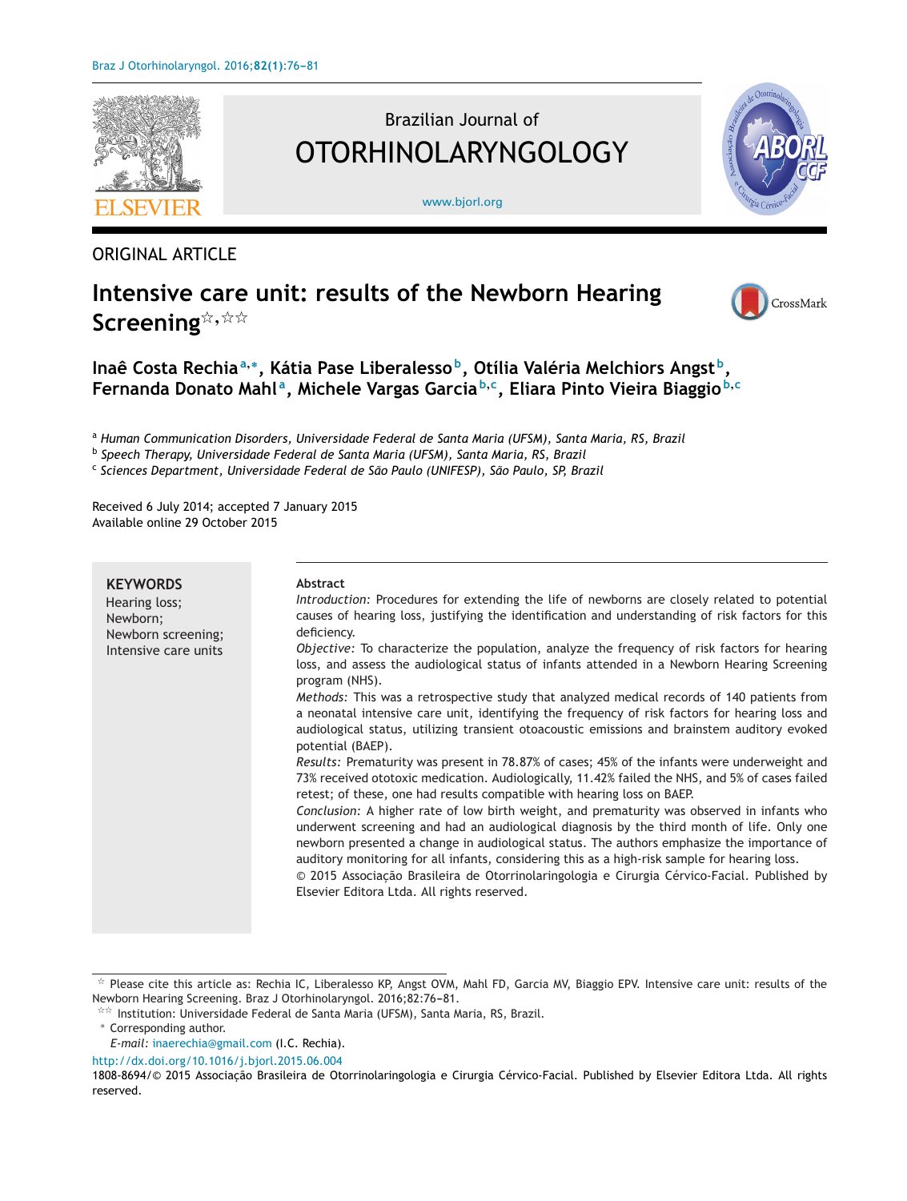ORIGINAL ARTICLE

# Intensive care unit: results of the Newborn Hearing Screening[☆,☆☆]

**Inaê Costa Rechia[a,*], Kátia Pase Liberalesso[b], Otília Valéria Melchiors Angst[b], Fernanda Donato Mahl[a], Michele Vargas Garcia[b,c], Eliara Pinto Vieira Biaggio[b,c]**

[a] *Human Communication Disorders, Universidade Federal de Santa Maria (UFSM), Santa Maria, RS, Brazil*
[b] *Speech Therapy, Universidade Federal de Santa Maria (UFSM), Santa Maria, RS, Brazil*
[c] *Sciences Department, Universidade Federal de São Paulo (UNIFESP), São Paulo, SP, Brazil*

Received 6 July 2014; accepted 7 January 2015
Available online 29 October 2015

**KEYWORDS**
Hearing loss;
Newborn;
Newborn screening;
Intensive care units

**Abstract**

*Introduction:* Procedures for extending the life of newborns are closely related to potential causes of hearing loss, justifying the identification and understanding of risk factors for this deficiency.

*Objective:* To characterize the population, analyze the frequency of risk factors for hearing loss, and assess the audiological status of infants attended in a Newborn Hearing Screening program (NHS).

*Methods:* This was a retrospective study that analyzed medical records of 140 patients from a neonatal intensive care unit, identifying the frequency of risk factors for hearing loss and audiological status, utilizing transient otoacoustic emissions and brainstem auditory evoked potential (BAEP).

*Results:* Prematurity was present in 78.87% of cases; 45% of the infants were underweight and 73% received ototoxic medication. Audiologically, 11.42% failed the NHS, and 5% of cases failed retest; of these, one had results compatible with hearing loss on BAEP.

*Conclusion:* A higher rate of low birth weight, and prematurity was observed in infants who underwent screening and had an audiological diagnosis by the third month of life. Only one newborn presented a change in audiological status. The authors emphasize the importance of auditory monitoring for all infants, considering this as a high-risk sample for hearing loss.

© 2015 Associação Brasileira de Otorrinolaringologia e Cirurgia Cérvico-Facial. Published by Elsevier Editora Ltda. All rights reserved.

---

☆ Please cite this article as: Rechia IC, Liberalesso KP, Angst OVM, Mahl FD, Garcia MV, Biaggio EPV. Intensive care unit: results of the Newborn Hearing Screening. Braz J Otorhinolaryngol. 2016;82:76–81.

☆☆ Institution: Universidade Federal de Santa Maria (UFSM), Santa Maria, RS, Brazil.

\* Corresponding author.
*E-mail:* inaerechia@gmail.com (I.C. Rechia).

http://dx.doi.org/10.1016/j.bjorl.2015.06.004
1808-8694/© 2015 Associação Brasileira de Otorrinolaringologia e Cirurgia Cérvico-Facial. Published by Elsevier Editora Ltda. All rights reserved.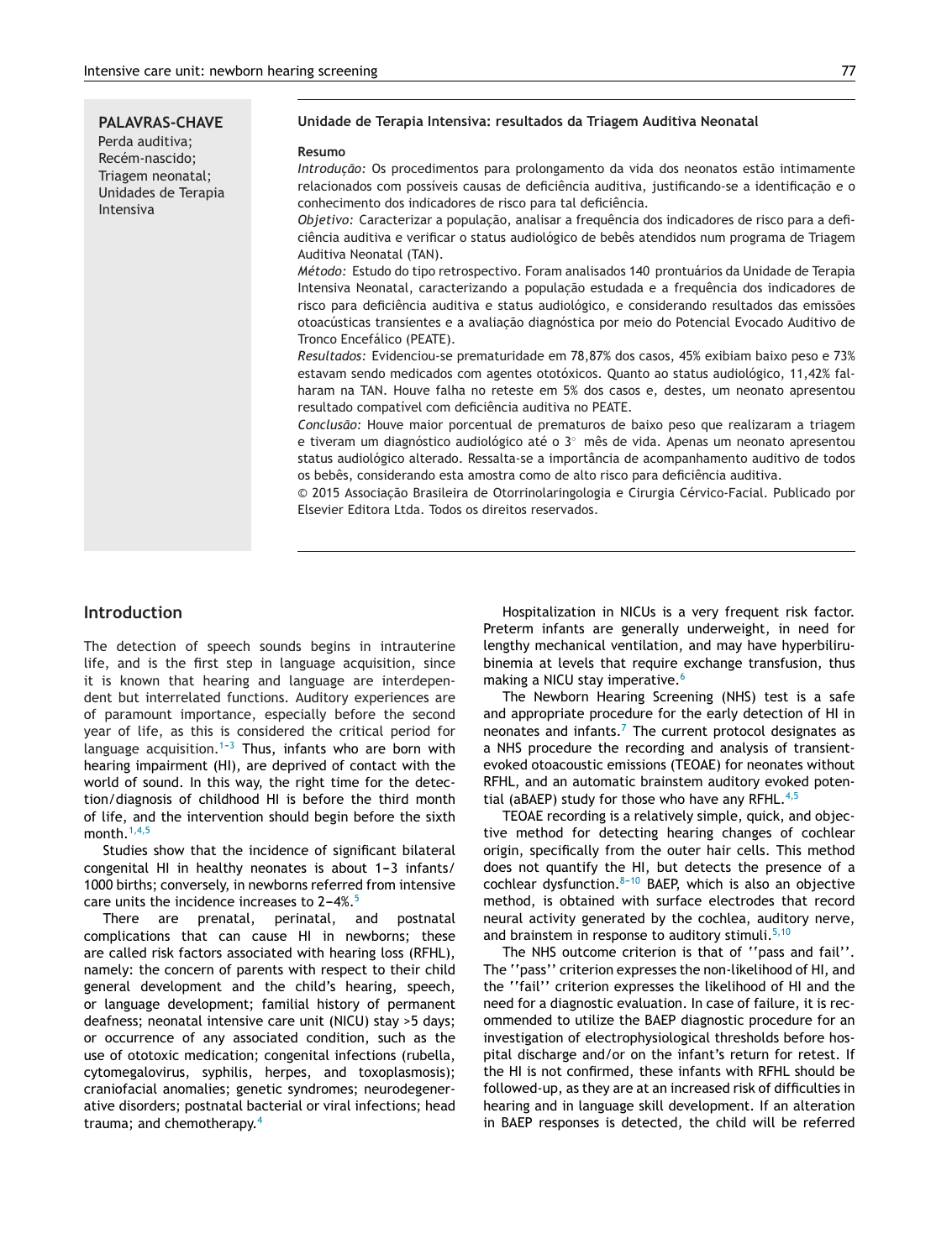**PALAVRAS-CHAVE**
Perda auditiva;
Recém-nascido;
Triagem neonatal;
Unidades de Terapia Intensiva

**Unidade de Terapia Intensiva: resultados da Triagem Auditiva Neonatal**

**Resumo**

*Introdução:* Os procedimentos para prolongamento da vida dos neonatos estão intimamente relacionados com possíveis causas de deficiência auditiva, justificando-se a identificação e o conhecimento dos indicadores de risco para tal deficiência.

*Objetivo:* Caracterizar a população, analisar a frequência dos indicadores de risco para a deficiência auditiva e verificar o status audiológico de bebês atendidos num programa de Triagem Auditiva Neonatal (TAN).

*Método:* Estudo do tipo retrospectivo. Foram analisados 140 prontuários da Unidade de Terapia Intensiva Neonatal, caracterizando a população estudada e a frequência dos indicadores de risco para deficiência auditiva e status audiológico, e considerando resultados das emissões otoacústicas transientes e a avaliação diagnóstica por meio do Potencial Evocado Auditivo de Tronco Encefálico (PEATE).

*Resultados:* Evidenciou-se prematuridade em 78,87% dos casos, 45% exibiam baixo peso e 73% estavam sendo medicados com agentes ototóxicos. Quanto ao status audiológico, 11,42% falharam na TAN. Houve falha no reteste em 5% dos casos e, destes, um neonato apresentou resultado compatível com deficiência auditiva no PEATE.

*Conclusão:* Houve maior porcentual de prematuros de baixo peso que realizaram a triagem e tiveram um diagnóstico audiológico até o 3° mês de vida. Apenas um neonato apresentou status audiológico alterado. Ressalta-se a importância de acompanhamento auditivo de todos os bebês, considerando esta amostra como de alto risco para deficiência auditiva.

© 2015 Associação Brasileira de Otorrinolaringologia e Cirurgia Cérvico-Facial. Publicado por Elsevier Editora Ltda. Todos os direitos reservados.

## Introduction

The detection of speech sounds begins in intrauterine life, and is the first step in language acquisition, since it is known that hearing and language are interdependent but interrelated functions. Auditory experiences are of paramount importance, especially before the second year of life, as this is considered the critical period for language acquisition.[1–3] Thus, infants who are born with hearing impairment (HI), are deprived of contact with the world of sound. In this way, the right time for the detection/diagnosis of childhood HI is before the third month of life, and the intervention should begin before the sixth month.[1,4,5]

Studies show that the incidence of significant bilateral congenital HI in healthy neonates is about 1–3 infants/1000 births; conversely, in newborns referred from intensive care units the incidence increases to 2–4%.[5]

There are prenatal, perinatal, and postnatal complications that can cause HI in newborns; these are called risk factors associated with hearing loss (RFHL), namely: the concern of parents with respect to their child general development and the child's hearing, speech, or language development; familial history of permanent deafness; neonatal intensive care unit (NICU) stay >5 days; or occurrence of any associated condition, such as the use of ototoxic medication; congenital infections (rubella, cytomegalovirus, syphilis, herpes, and toxoplasmosis); craniofacial anomalies; genetic syndromes; neurodegenerative disorders; postnatal bacterial or viral infections; head trauma; and chemotherapy.[4]

Hospitalization in NICUs is a very frequent risk factor. Preterm infants are generally underweight, in need for lengthy mechanical ventilation, and may have hyperbilirubinemia at levels that require exchange transfusion, thus making a NICU stay imperative.[6]

The Newborn Hearing Screening (NHS) test is a safe and appropriate procedure for the early detection of HI in neonates and infants.[7] The current protocol designates as a NHS procedure the recording and analysis of transient-evoked otoacoustic emissions (TEOAE) for neonates without RFHL, and an automatic brainstem auditory evoked potential (aBAEP) study for those who have any RFHL.[4,5]

TEOAE recording is a relatively simple, quick, and objective method for detecting hearing changes of cochlear origin, specifically from the outer hair cells. This method does not quantify the HI, but detects the presence of a cochlear dysfunction.[8–10] BAEP, which is also an objective method, is obtained with surface electrodes that record neural activity generated by the cochlea, auditory nerve, and brainstem in response to auditory stimuli.[5,10]

The NHS outcome criterion is that of ''pass and fail''. The ''pass'' criterion expresses the non-likelihood of HI, and the ''fail'' criterion expresses the likelihood of HI and the need for a diagnostic evaluation. In case of failure, it is recommended to utilize the BAEP diagnostic procedure for an investigation of electrophysiological thresholds before hospital discharge and/or on the infant's return for retest. If the HI is not confirmed, these infants with RFHL should be followed-up, as they are at an increased risk of difficulties in hearing and in language skill development. If an alteration in BAEP responses is detected, the child will be referred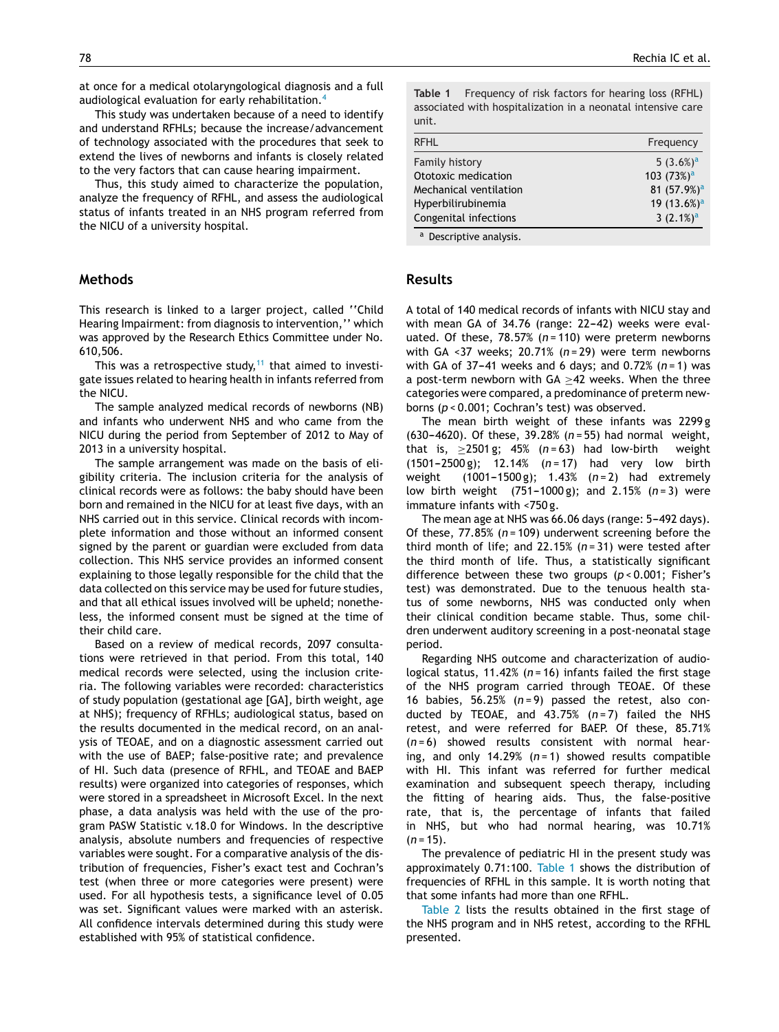at once for a medical otolaryngological diagnosis and a full audiological evaluation for early rehabilitation.[4]

This study was undertaken because of a need to identify and understand RFHLs; because the increase/advancement of technology associated with the procedures that seek to extend the lives of newborns and infants is closely related to the very factors that can cause hearing impairment.

Thus, this study aimed to characterize the population, analyze the frequency of RFHL, and assess the audiological status of infants treated in an NHS program referred from the NICU of a university hospital.

## Methods

This research is linked to a larger project, called ''Child Hearing Impairment: from diagnosis to intervention,'' which was approved by the Research Ethics Committee under No. 610,506.

This was a retrospective study,[11] that aimed to investigate issues related to hearing health in infants referred from the NICU.

The sample analyzed medical records of newborns (NB) and infants who underwent NHS and who came from the NICU during the period from September of 2012 to May of 2013 in a university hospital.

The sample arrangement was made on the basis of eligibility criteria. The inclusion criteria for the analysis of clinical records were as follows: the baby should have been born and remained in the NICU for at least five days, with an NHS carried out in this service. Clinical records with incomplete information and those without an informed consent signed by the parent or guardian were excluded from data collection. This NHS service provides an informed consent explaining to those legally responsible for the child that the data collected on this service may be used for future studies, and that all ethical issues involved will be upheld; nonetheless, the informed consent must be signed at the time of their child care.

Based on a review of medical records, 2097 consultations were retrieved in that period. From this total, 140 medical records were selected, using the inclusion criteria. The following variables were recorded: characteristics of study population (gestational age [GA], birth weight, age at NHS); frequency of RFHLs; audiological status, based on the results documented in the medical record, on an analysis of TEOAE, and on a diagnostic assessment carried out with the use of BAEP; false-positive rate; and prevalence of HI. Such data (presence of RFHL, and TEOAE and BAEP results) were organized into categories of responses, which were stored in a spreadsheet in Microsoft Excel. In the next phase, a data analysis was held with the use of the program PASW Statistic v.18.0 for Windows. In the descriptive analysis, absolute numbers and frequencies of respective variables were sought. For a comparative analysis of the distribution of frequencies, Fisher's exact test and Cochran's test (when three or more categories were present) were used. For all hypothesis tests, a significance level of 0.05 was set. Significant values were marked with an asterisk. All confidence intervals determined during this study were established with 95% of statistical confidence.

**Table 1** Frequency of risk factors for hearing loss (RFHL) associated with hospitalization in a neonatal intensive care unit.

| RFHL | Frequency |
|---|---|
| Family history | 5 (3.6%)[a] |
| Ototoxic medication | 103 (73%)[a] |
| Mechanical ventilation | 81 (57.9%)[a] |
| Hyperbilirubinemia | 19 (13.6%)[a] |
| Congenital infections | 3 (2.1%)[a] |

[a] Descriptive analysis.

## Results

A total of 140 medical records of infants with NICU stay and with mean GA of 34.76 (range: 22–42) weeks were evaluated. Of these, 78.57% ($n = 110$) were preterm newborns with GA <37 weeks; 20.71% ($n = 29$) were term newborns with GA of 37–41 weeks and 6 days; and 0.72% ($n = 1$) was a post-term newborn with GA $\geq$42 weeks. When the three categories were compared, a predominance of preterm newborns ($p < 0.001$; Cochran's test) was observed.

The mean birth weight of these infants was 2299 g (630–4620). Of these, 39.28% ($n = 55$) had normal weight, that is, $\geq$2501 g; 45% ($n = 63$) had low-birth weight (1501–2500 g); 12.14% ($n = 17$) had very low birth weight (1001–1500 g); 1.43% ($n = 2$) had extremely low birth weight (751–1000 g); and 2.15% ($n = 3$) were immature infants with <750 g.

The mean age at NHS was 66.06 days (range: 5–492 days). Of these, 77.85% ($n = 109$) underwent screening before the third month of life; and 22.15% ($n = 31$) were tested after the third month of life. Thus, a statistically significant difference between these two groups ($p < 0.001$; Fisher's test) was demonstrated. Due to the tenuous health status of some newborns, NHS was conducted only when their clinical condition became stable. Thus, some children underwent auditory screening in a post-neonatal stage period.

Regarding NHS outcome and characterization of audiological status, 11.42% ($n = 16$) infants failed the first stage of the NHS program carried through TEOAE. Of these 16 babies, 56.25% ($n = 9$) passed the retest, also conducted by TEOAE, and 43.75% ($n = 7$) failed the NHS retest, and were referred for BAEP. Of these, 85.71% ($n = 6$) showed results consistent with normal hearing, and only 14.29% ($n = 1$) showed results compatible with HI. This infant was referred for further medical examination and subsequent speech therapy, including the fitting of hearing aids. Thus, the false-positive rate, that is, the percentage of infants that failed in NHS, but who had normal hearing, was 10.71% ($n = 15$).

The prevalence of pediatric HI in the present study was approximately 0.71:100. Table 1 shows the distribution of frequencies of RFHL in this sample. It is worth noting that that some infants had more than one RFHL.

Table 2 lists the results obtained in the first stage of the NHS program and in NHS retest, according to the RFHL presented.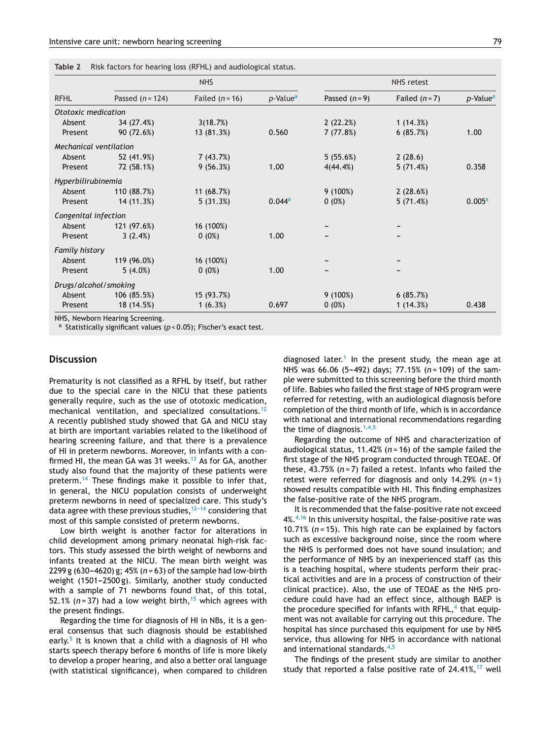**Table 2** Risk factors for hearing loss (RFHL) and audiological status.

| RFHL | NHS | | | NHS retest | | |
|---|---|---|---|---|---|---|
| | Passed ($n = 124$) | Failed ($n = 16$) | $p$-Value[a] | Passed ($n = 9$) | Failed ($n = 7$) | $p$-Value[a] |
| *Ototoxic medication* | | | | | | |
| Absent | 34 (27.4%) | 3(18.7%) | | 2 (22.2%) | 1 (14.3%) | |
| Present | 90 (72.6%) | 13 (81.3%) | 0.560 | 7 (77.8%) | 6 (85.7%) | 1.00 |
| *Mechanical ventilation* | | | | | | |
| Absent | 52 (41.9%) | 7 (43.7%) | | 5 (55.6%) | 2 (28.6) | |
| Present | 72 (58.1%) | 9 (56.3%) | 1.00 | 4(44.4%) | 5 (71.4%) | 0.358 |
| *Hyperbilirubinemia* | | | | | | |
| Absent | 110 (88.7%) | 11 (68.7%) | | 9 (100%) | 2 (28.6%) | |
| Present | 14 (11.3%) | 5 (31.3%) | 0.044[a] | 0 (0%) | 5 (71.4%) | 0.005[a] |
| *Congenital infection* | | | | | | |
| Absent | 121 (97.6%) | 16 (100%) | | – | – | |
| Present | 3 (2.4%) | 0 (0%) | 1.00 | – | – | |
| *Family history* | | | | | | |
| Absent | 119 (96.0%) | 16 (100%) | | – | – | |
| Present | 5 (4.0%) | 0 (0%) | 1.00 | – | – | |
| *Drugs/alcohol/smoking* | | | | | | |
| Absent | 106 (85.5%) | 15 (93.7%) | | 9 (100%) | 6 (85.7%) | |
| Present | 18 (14.5%) | 1 (6.3%) | 0.697 | 0 (0%) | 1 (14.3%) | 0.438 |

NHS, Newborn Hearing Screening.
[a] Statistically significant values ($p < 0.05$); Fischer's exact test.

## Discussion

Prematurity is not classified as a RFHL by itself, but rather due to the special care in the NICU that these patients generally require, such as the use of ototoxic medication, mechanical ventilation, and specialized consultations.[12] A recently published study showed that GA and NICU stay at birth are important variables related to the likelihood of hearing screening failure, and that there is a prevalence of HI in preterm newborns. Moreover, in infants with a confirmed HI, the mean GA was 31 weeks.[13] As for GA, another study also found that the majority of these patients were preterm.[14] These findings make it possible to infer that, in general, the NICU population consists of underweight preterm newborns in need of specialized care. This study's data agree with these previous studies,[12–14] considering that most of this sample consisted of preterm newborns.

Low birth weight is another factor for alterations in child development among primary neonatal high-risk factors. This study assessed the birth weight of newborns and infants treated at the NICU. The mean birth weight was 2299 g (630–4620) g; 45% ($n = 63$) of the sample had low-birth weight (1501–2500 g). Similarly, another study conducted with a sample of 71 newborns found that, of this total, 52.1% ($n = 37$) had a low weight birth,[15] which agrees with the present findings.

Regarding the time for diagnosis of HI in NBs, it is a general consensus that such diagnosis should be established early.[5] It is known that a child with a diagnosis of HI who starts speech therapy before 6 months of life is more likely to develop a proper hearing, and also a better oral language (with statistical significance), when compared to children diagnosed later.[1] In the present study, the mean age at NHS was 66.06 (5–492) days; 77.15% ($n = 109$) of the sample were submitted to this screening before the third month of life. Babies who failed the first stage of NHS program were referred for retesting, with an audiological diagnosis before completion of the third month of life, which is in accordance with national and international recommendations regarding the time of diagnosis.[1,4,5]

Regarding the outcome of NHS and characterization of audiological status, 11.42% ($n = 16$) of the sample failed the first stage of the NHS program conducted through TEOAE. Of these, 43.75% ($n = 7$) failed a retest. Infants who failed the retest were referred for diagnosis and only 14.29% ($n = 1$) showed results compatible with HI. This finding emphasizes the false-positive rate of the NHS program.

It is recommended that the false-positive rate not exceed 4%.[4,16] In this university hospital, the false-positive rate was 10.71% ($n = 15$). This high rate can be explained by factors such as excessive background noise, since the room where the NHS is performed does not have sound insulation; and the performance of NHS by an inexperienced staff (as this is a teaching hospital, where students perform their practical activities and are in a process of construction of their clinical practice). Also, the use of TEOAE as the NHS procedure could have had an effect since, although BAEP is the procedure specified for infants with RFHL,[4] that equipment was not available for carrying out this procedure. The hospital has since purchased this equipment for use by NHS service, thus allowing for NHS in accordance with national and international standards.[4,5]

The findings of the present study are similar to another study that reported a false positive rate of 24.41%,[17] well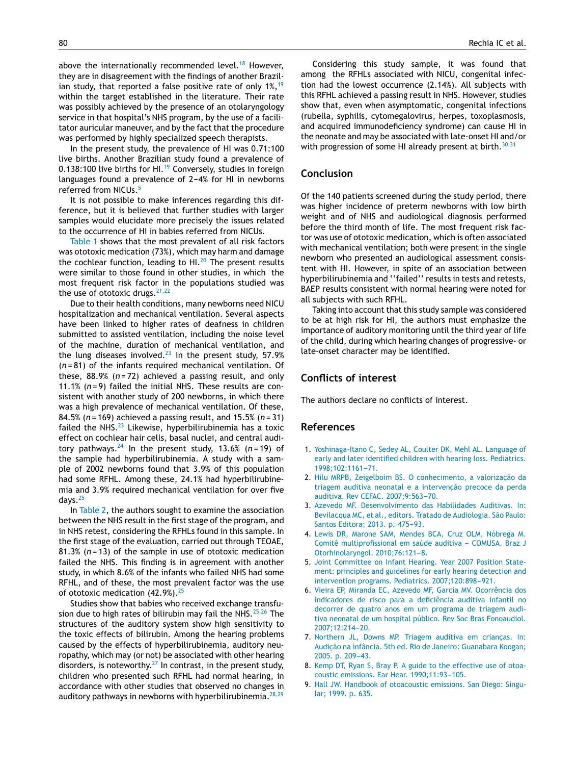above the internationally recommended level.[18] However, they are in disagreement with the findings of another Brazilian study, that reported a false positive rate of only 1%,[19] within the target established in the literature. Their rate was possibly achieved by the presence of an otolaryngology service in that hospital's NHS program, by the use of a facilitator auricular maneuver, and by the fact that the procedure was performed by highly specialized speech therapists.

In the present study, the prevalence of HI was 0.71:100 live births. Another Brazilian study found a prevalence of 0.138:100 live births for HI.[19] Conversely, studies in foreign languages found a prevalence of 2-4% for HI in newborns referred from NICUs.[5]

It is not possible to make inferences regarding this difference, but it is believed that further studies with larger samples would elucidate more precisely the issues related to the occurrence of HI in babies referred from NICUs.

Table 1 shows that the most prevalent of all risk factors was ototoxic medication (73%), which may harm and damage the cochlear function, leading to HI.[20] The present results were similar to those found in other studies, in which the most frequent risk factor in the populations studied was the use of ototoxic drugs.[21,22]

Due to their health conditions, many newborns need NICU hospitalization and mechanical ventilation. Several aspects have been linked to higher rates of deafness in children submitted to assisted ventilation, including the noise level of the machine, duration of mechanical ventilation, and the lung diseases involved.[23] In the present study, 57.9% ($n$ = 81) of the infants required mechanical ventilation. Of these, 88.9% ($n$ = 72) achieved a passing result, and only 11.1% ($n$ = 9) failed the initial NHS. These results are consistent with another study of 200 newborns, in which there was a high prevalence of mechanical ventilation. Of these, 84.5% ($n$ = 169) achieved a passing result, and 15.5% ($n$ = 31) failed the NHS.[23] Likewise, hyperbilirubinemia has a toxic effect on cochlear hair cells, basal nuclei, and central auditory pathways.[24] In the present study, 13.6% ($n$ = 19) of the sample had hyperbilirubinemia. A study with a sample of 2002 newborns found that 3.9% of this population had some RFHL. Among these, 24.1% had hyperbilirubinemia and 3.9% required mechanical ventilation for over five days.[25]

In Table 2, the authors sought to examine the association between the NHS result in the first stage of the program, and in NHS retest, considering the RFHLs found in this sample. In the first stage of the evaluation, carried out through TEOAE, 81.3% ($n$ = 13) of the sample in use of ototoxic medication failed the NHS. This finding is in agreement with another study, in which 8.6% of the infants who failed NHS had some RFHL, and of these, the most prevalent factor was the use of ototoxic medication (42.9%).[25]

Studies show that babies who received exchange transfusion due to high rates of bilirubin may fail the NHS.[25,26] The structures of the auditory system show high sensitivity to the toxic effects of bilirubin. Among the hearing problems caused by the effects of hyperbilirubinemia, auditory neuropathy, which may (or not) be associated with other hearing disorders, is noteworthy.[27] In contrast, in the present study, children who presented such RFHL had normal hearing, in accordance with other studies that observed no changes in auditory pathways in newborns with hyperbilirubinemia.[28,29]

Considering this study sample, it was found that among the RFHLs associated with NICU, congenital infection had the lowest occurrence (2.14%). All subjects with this RFHL achieved a passing result in NHS. However, studies show that, even when asymptomatic, congenital infections (rubella, syphilis, cytomegalovirus, herpes, toxoplasmosis, and acquired immunodeficiency syndrome) can cause HI in the neonate and may be associated with late-onset HI and/or with progression of some HI already present at birth.[30,31]

## Conclusion

Of the 140 patients screened during the study period, there was higher incidence of preterm newborns with low birth weight and of NHS and audiological diagnosis performed before the third month of life. The most frequent risk factor was use of ototoxic medication, which is often associated with mechanical ventilation; both were present in the single newborn who presented an audiological assessment consistent with HI. However, in spite of an association between hyperbilirubinemia and ''failed'' results in tests and retests, BAEP results consistent with normal hearing were noted for all subjects with such RFHL.

Taking into account that this study sample was considered to be at high risk for HI, the authors must emphasize the importance of auditory monitoring until the third year of life of the child, during which hearing changes of progressive- or late-onset character may be identified.

## Conflicts of interest

The authors declare no conflicts of interest.

## References

1. Yoshinaga-Itano C, Sedey AL, Coulter DK, Mehl AL. Language of early and later identified children with hearing loss. Pediatrics. 1998;102:1161-71.
2. Hilu MRPB, Zeigelboim BS. O conhecimento, a valorização da triagem auditiva neonatal e a intervenção precoce da perda auditiva. Rev CEFAC. 2007;9:563-70.
3. Azevedo MF. Desenvolvimento das Habilidades Auditivas. In: Bevilacqua MC, et al., editors. Tratado de Audiologia. São Paulo: Santos Editora; 2013. p. 475-93.
4. Lewis DR, Marone SAM, Mendes BCA, Cruz OLM, Nóbrega M. Comitê multiprofissional em saúde auditiva - COMUSA. Braz J Otorhinolaryngol. 2010;76:121-8.
5. Joint Committee on Infant Hearing. Year 2007 Position Statement: principles and guidelines for early hearing detection and intervention programs. Pediatrics. 2007;120:898-921.
6. Vieira EP, Miranda EC, Azevedo MF, Garcia MV. Ocorrência dos indicadores de risco para a deficiência auditiva infantil no decorrer de quatro anos em um programa de triagem auditiva neonatal de um hospital público. Rev Soc Bras Fonoaudiol. 2007;12:214-20.
7. Northern JL, Downs MP. Triagem auditiva em crianças. In: Audição na infância. 5th ed. Rio de Janeiro: Guanabara Koogan; 2005. p. 209-43.
8. Kemp DT, Ryan S, Bray P. A guide to the effective use of otoacoustic emissions. Ear Hear. 1990;11:93-105.
9. Hall JW. Handbook of otoacoustic emissions. San Diego: Singular; 1999. p. 635.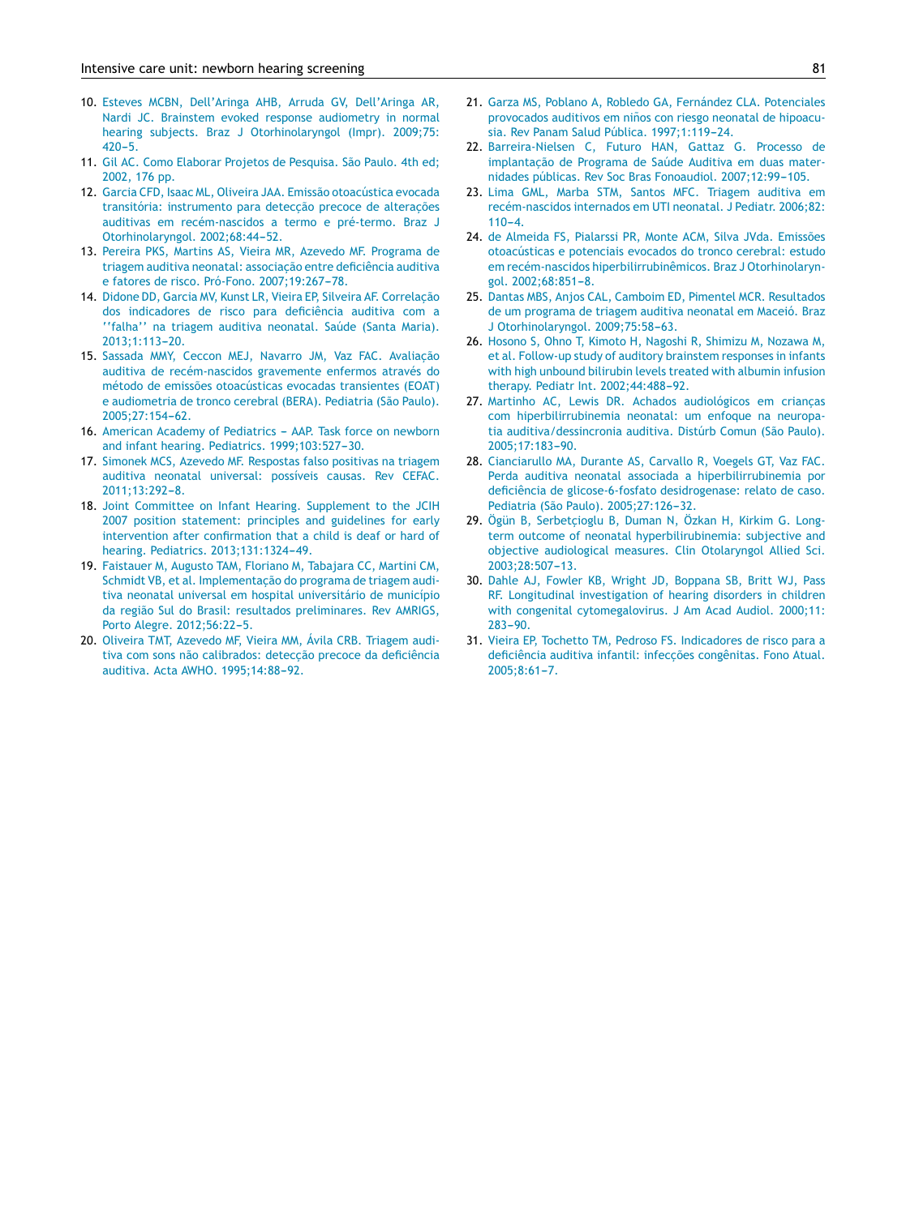10. Esteves MCBN, Dell'Aringa AHB, Arruda GV, Dell'Aringa AR, Nardi JC. Brainstem evoked response audiometry in normal hearing subjects. Braz J Otorhinolaryngol (Impr). 2009;75: 420–5.
11. Gil AC. Como Elaborar Projetos de Pesquisa. São Paulo. 4th ed; 2002, 176 pp.
12. Garcia CFD, Isaac ML, Oliveira JAA. Emissão otoacústica evocada transitória: instrumento para detecção precoce de alterações auditivas em recém-nascidos a termo e pré-termo. Braz J Otorhinolaryngol. 2002;68:44–52.
13. Pereira PKS, Martins AS, Vieira MR, Azevedo MF. Programa de triagem auditiva neonatal: associação entre deficiência auditiva e fatores de risco. Pró-Fono. 2007;19:267–78.
14. Didone DD, Garcia MV, Kunst LR, Vieira EP, Silveira AF. Correlação dos indicadores de risco para deficiência auditiva com a ''falha'' na triagem auditiva neonatal. Saúde (Santa Maria). 2013;1:113–20.
15. Sassada MMY, Ceccon MEJ, Navarro JM, Vaz FAC. Avaliação auditiva de recém-nascidos gravemente enfermos através do método de emissões otoacústicas evocadas transientes (EOAT) e audiometria de tronco cerebral (BERA). Pediatria (São Paulo). 2005;27:154–62.
16. American Academy of Pediatrics – AAP. Task force on newborn and infant hearing. Pediatrics. 1999;103:527–30.
17. Simonek MCS, Azevedo MF. Respostas falso positivas na triagem auditiva neonatal universal: possíveis causas. Rev CEFAC. 2011;13:292–8.
18. Joint Committee on Infant Hearing. Supplement to the JCIH 2007 position statement: principles and guidelines for early intervention after confirmation that a child is deaf or hard of hearing. Pediatrics. 2013;131:1324–49.
19. Faistauer M, Augusto TAM, Floriano M, Tabajara CC, Martini CM, Schmidt VB, et al. Implementação do programa de triagem auditiva neonatal universal em hospital universitário de município da região Sul do Brasil: resultados preliminares. Rev AMRIGS, Porto Alegre. 2012;56:22–5.
20. Oliveira TMT, Azevedo MF, Vieira MM, Ávila CRB. Triagem auditiva com sons não calibrados: detecção precoce da deficiência auditiva. Acta AWHO. 1995;14:88–92.
21. Garza MS, Poblano A, Robledo GA, Fernández CLA. Potenciales provocados auditivos em niños con riesgo neonatal de hipoacusia. Rev Panam Salud Pública. 1997;1:119–24.
22. Barreira-Nielsen C, Futuro HAN, Gattaz G. Processo de implantação de Programa de Saúde Auditiva em duas maternidades públicas. Rev Soc Bras Fonoaudiol. 2007;12:99–105.
23. Lima GML, Marba STM, Santos MFC. Triagem auditiva em recém-nascidos internados em UTI neonatal. J Pediatr. 2006;82: 110–4.
24. de Almeida FS, Pialarssi PR, Monte ACM, Silva JVda. Emissões otoacústicas e potenciais evocados do tronco cerebral: estudo em recém-nascidos hiperbilirrubinêmicos. Braz J Otorhinolaryngol. 2002;68:851–8.
25. Dantas MBS, Anjos CAL, Camboim ED, Pimentel MCR. Resultados de um programa de triagem auditiva neonatal em Maceió. Braz J Otorhinolaryngol. 2009;75:58–63.
26. Hosono S, Ohno T, Kimoto H, Nagoshi R, Shimizu M, Nozawa M, et al. Follow-up study of auditory brainstem responses in infants with high unbound bilirubin levels treated with albumin infusion therapy. Pediatr Int. 2002;44:488–92.
27. Martinho AC, Lewis DR. Achados audiológicos em crianças com hiperbilirrubinemia neonatal: um enfoque na neuropatia auditiva/dessincronia auditiva. Distúrb Comun (São Paulo). 2005;17:183–90.
28. Cianciarullo MA, Durante AS, Carvallo R, Voegels GT, Vaz FAC. Perda auditiva neonatal associada a hiperbilirrubinemia por deficiência de glicose-6-fosfato desidrogenase: relato de caso. Pediatria (São Paulo). 2005;27:126–32.
29. Ögün B, Serbetçioglu B, Duman N, Özkan H, Kirkim G. Long-term outcome of neonatal hyperbilirubinemia: subjective and objective audiological measures. Clin Otolaryngol Allied Sci. 2003;28:507–13.
30. Dahle AJ, Fowler KB, Wright JD, Boppana SB, Britt WJ, Pass RF. Longitudinal investigation of hearing disorders in children with congenital cytomegalovirus. J Am Acad Audiol. 2000;11: 283–90.
31. Vieira EP, Tochetto TM, Pedroso FS. Indicadores de risco para a deficiência auditiva infantil: infecções congênitas. Fono Atual. 2005;8:61–7.